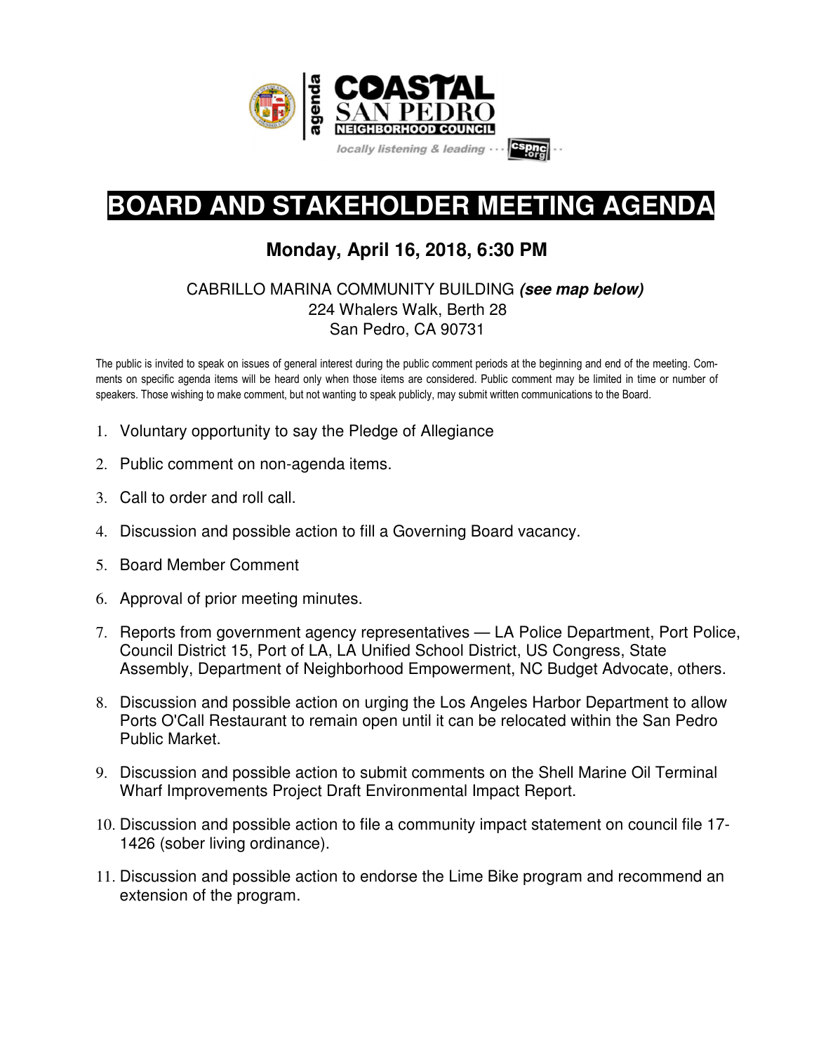agenda

**COASTAL SAN PEDRO NEIGHBORHOOD COUNCIL**

*locally listening & leading* ··· cspnc.org ··

# BOARD AND STAKEHOLDER MEETING AGENDA

## Monday, April 16, 2018, 6:30 PM

CABRILLO MARINA COMMUNITY BUILDING ***(see map below)***
224 Whalers Walk, Berth 28
San Pedro, CA 90731

The public is invited to speak on issues of general interest during the public comment periods at the beginning and end of the meeting. Comments on specific agenda items will be heard only when those items are considered. Public comment may be limited in time or number of speakers. Those wishing to make comment, but not wanting to speak publicly, may submit written communications to the Board.

1. Voluntary opportunity to say the Pledge of Allegiance
2. Public comment on non-agenda items.
3. Call to order and roll call.
4. Discussion and possible action to fill a Governing Board vacancy.
5. Board Member Comment
6. Approval of prior meeting minutes.
7. Reports from government agency representatives — LA Police Department, Port Police, Council District 15, Port of LA, LA Unified School District, US Congress, State Assembly, Department of Neighborhood Empowerment, NC Budget Advocate, others.
8. Discussion and possible action on urging the Los Angeles Harbor Department to allow Ports O'Call Restaurant to remain open until it can be relocated within the San Pedro Public Market.
9. Discussion and possible action to submit comments on the Shell Marine Oil Terminal Wharf Improvements Project Draft Environmental Impact Report.
10. Discussion and possible action to file a community impact statement on council file 17-1426 (sober living ordinance).
11. Discussion and possible action to endorse the Lime Bike program and recommend an extension of the program.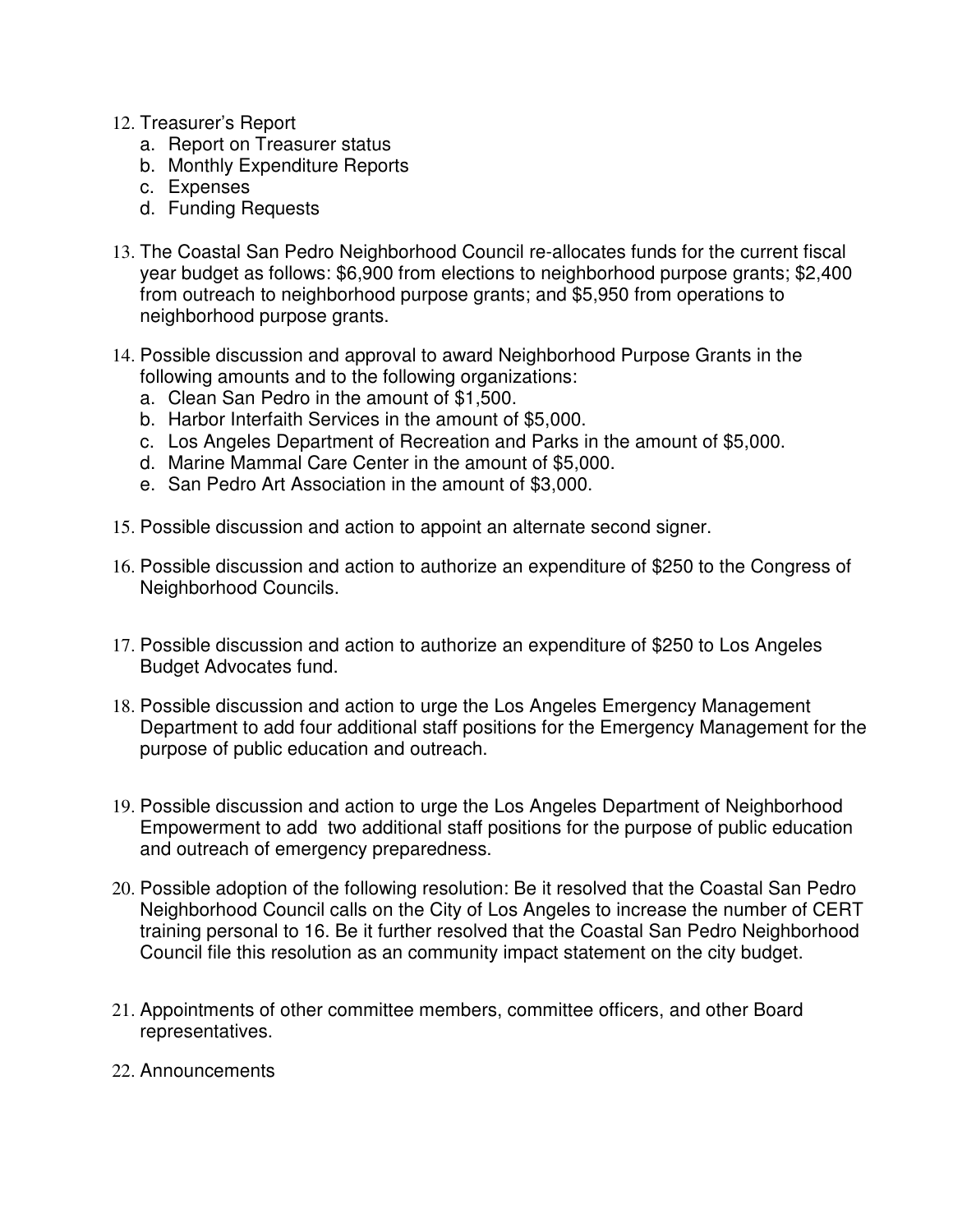12. Treasurer's Report
    a. Report on Treasurer status
    b. Monthly Expenditure Reports
    c. Expenses
    d. Funding Requests

13. The Coastal San Pedro Neighborhood Council re-allocates funds for the current fiscal year budget as follows: $6,900 from elections to neighborhood purpose grants; $2,400 from outreach to neighborhood purpose grants; and $5,950 from operations to neighborhood purpose grants.

14. Possible discussion and approval to award Neighborhood Purpose Grants in the following amounts and to the following organizations:
    a. Clean San Pedro in the amount of $1,500.
    b. Harbor Interfaith Services in the amount of $5,000.
    c. Los Angeles Department of Recreation and Parks in the amount of $5,000.
    d. Marine Mammal Care Center in the amount of $5,000.
    e. San Pedro Art Association in the amount of $3,000.

15. Possible discussion and action to appoint an alternate second signer.

16. Possible discussion and action to authorize an expenditure of $250 to the Congress of Neighborhood Councils.

17. Possible discussion and action to authorize an expenditure of $250 to Los Angeles Budget Advocates fund.

18. Possible discussion and action to urge the Los Angeles Emergency Management Department to add four additional staff positions for the Emergency Management for the purpose of public education and outreach.

19. Possible discussion and action to urge the Los Angeles Department of Neighborhood Empowerment to add two additional staff positions for the purpose of public education and outreach of emergency preparedness.

20. Possible adoption of the following resolution: Be it resolved that the Coastal San Pedro Neighborhood Council calls on the City of Los Angeles to increase the number of CERT training personal to 16. Be it further resolved that the Coastal San Pedro Neighborhood Council file this resolution as an community impact statement on the city budget.

21. Appointments of other committee members, committee officers, and other Board representatives.

22. Announcements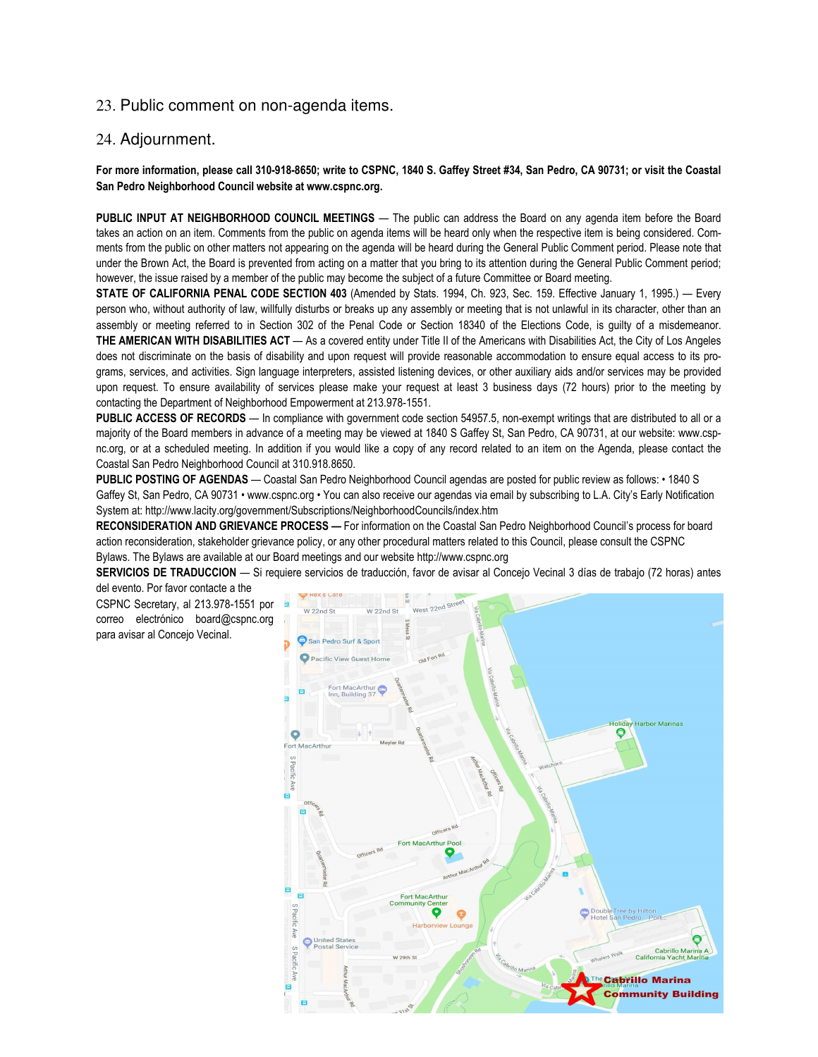23. Public comment on non-agenda items.

24. Adjournment.

**For more information, please call 310-918-8650; write to CSPNC, 1840 S. Gaffey Street #34, San Pedro, CA 90731; or visit the Coastal San Pedro Neighborhood Council website at www.cspnc.org.**

**PUBLIC INPUT AT NEIGHBORHOOD COUNCIL MEETINGS** — The public can address the Board on any agenda item before the Board takes an action on an item. Comments from the public on agenda items will be heard only when the respective item is being considered. Comments from the public on other matters not appearing on the agenda will be heard during the General Public Comment period. Please note that under the Brown Act, the Board is prevented from acting on a matter that you bring to its attention during the General Public Comment period; however, the issue raised by a member of the public may become the subject of a future Committee or Board meeting.

**STATE OF CALIFORNIA PENAL CODE SECTION 403** (Amended by Stats. 1994, Ch. 923, Sec. 159. Effective January 1, 1995.) — Every person who, without authority of law, willfully disturbs or breaks up any assembly or meeting that is not unlawful in its character, other than an assembly or meeting referred to in Section 302 of the Penal Code or Section 18340 of the Elections Code, is guilty of a misdemeanor.

**THE AMERICAN WITH DISABILITIES ACT** — As a covered entity under Title II of the Americans with Disabilities Act, the City of Los Angeles does not discriminate on the basis of disability and upon request will provide reasonable accommodation to ensure equal access to its programs, services, and activities. Sign language interpreters, assisted listening devices, or other auxiliary aids and/or services may be provided upon request. To ensure availability of services please make your request at least 3 business days (72 hours) prior to the meeting by contacting the Department of Neighborhood Empowerment at 213.978-1551.

**PUBLIC ACCESS OF RECORDS** — In compliance with government code section 54957.5, non-exempt writings that are distributed to all or a majority of the Board members in advance of a meeting may be viewed at 1840 S Gaffey St, San Pedro, CA 90731, at our website: www.cspnc.org, or at a scheduled meeting. In addition if you would like a copy of any record related to an item on the Agenda, please contact the Coastal San Pedro Neighborhood Council at 310.918.8650.

**PUBLIC POSTING OF AGENDAS** — Coastal San Pedro Neighborhood Council agendas are posted for public review as follows: • 1840 S Gaffey St, San Pedro, CA 90731 • www.cspnc.org • You can also receive our agendas via email by subscribing to L.A. City's Early Notification System at: http://www.lacity.org/government/Subscriptions/NeighborhoodCouncils/index.htm

**RECONSIDERATION AND GRIEVANCE PROCESS —** For information on the Coastal San Pedro Neighborhood Council's process for board action reconsideration, stakeholder grievance policy, or any other procedural matters related to this Council, please consult the CSPNC Bylaws. The Bylaws are available at our Board meetings and our website http://www.cspnc.org

**SERVICIOS DE TRADUCCION** — Si requiere servicios de traducción, favor de avisar al Concejo Vecinal 3 días de trabajo (72 horas) antes del evento. Por favor contacte a the CSPNC Secretary, al 213.978-1551 por correo electrónico board@cspnc.org para avisar al Concejo Vecinal.

Cabrillo Marina Community Building